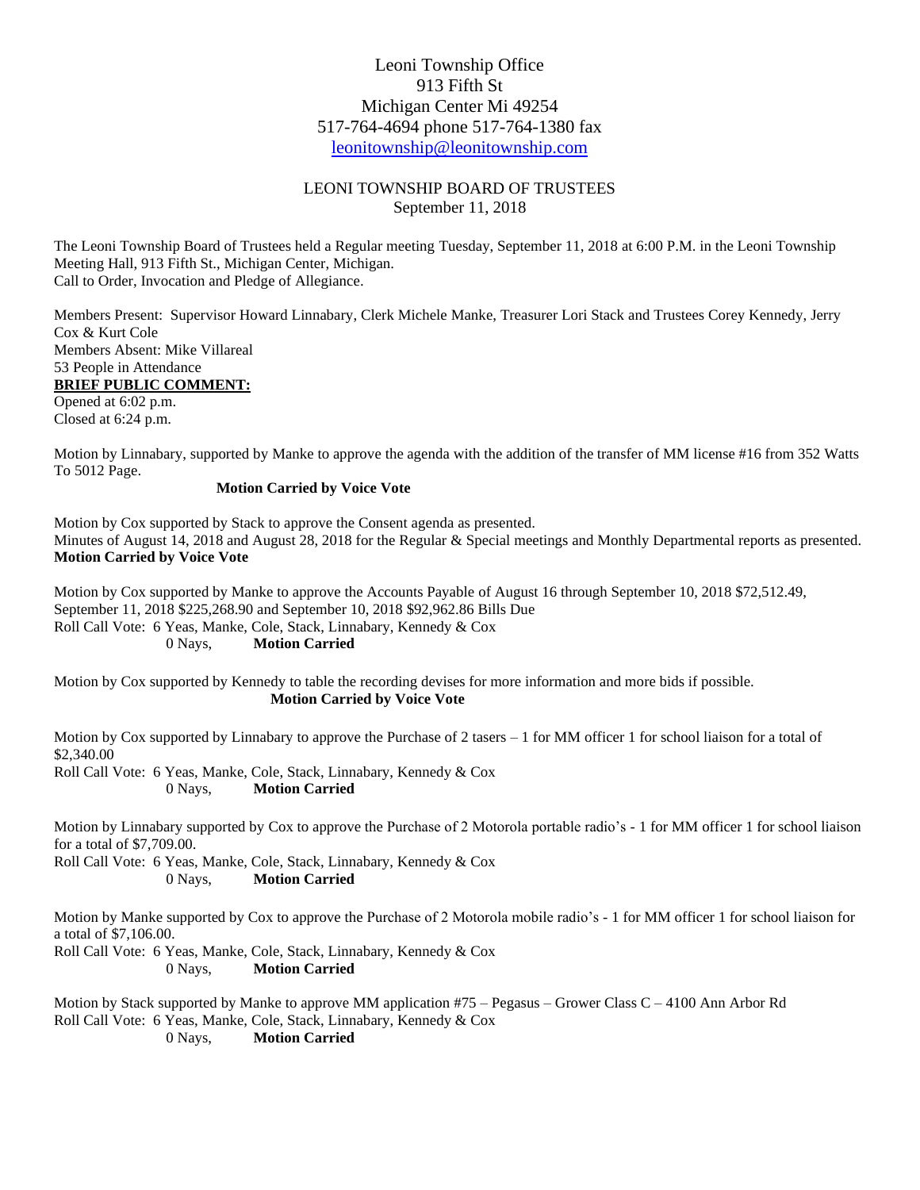Leoni Township Office
913 Fifth St
Michigan Center Mi 49254
517-764-4694 phone 517-764-1380 fax
leonitownship@leonitownship.com

LEONI TOWNSHIP BOARD OF TRUSTEES
September 11, 2018

The Leoni Township Board of Trustees held a Regular meeting Tuesday, September 11, 2018 at 6:00 P.M. in the Leoni Township Meeting Hall, 913 Fifth St., Michigan Center, Michigan.
Call to Order, Invocation and Pledge of Allegiance.

Members Present: Supervisor Howard Linnabary, Clerk Michele Manke, Treasurer Lori Stack and Trustees Corey Kennedy, Jerry Cox & Kurt Cole
Members Absent: Mike Villareal
53 People in Attendance

**BRIEF PUBLIC COMMENT:**
Opened at 6:02 p.m.
Closed at 6:24 p.m.

Motion by Linnabary, supported by Manke to approve the agenda with the addition of the transfer of MM license #16 from 352 Watts To 5012 Page.
**Motion Carried by Voice Vote**

Motion by Cox supported by Stack to approve the Consent agenda as presented.
Minutes of August 14, 2018 and August 28, 2018 for the Regular & Special meetings and Monthly Departmental reports as presented.
**Motion Carried by Voice Vote**

Motion by Cox supported by Manke to approve the Accounts Payable of August 16 through September 10, 2018 $72,512.49, September 11, 2018 $225,268.90 and September 10, 2018 $92,962.86 Bills Due
Roll Call Vote: 6 Yeas, Manke, Cole, Stack, Linnabary, Kennedy & Cox
0 Nays, **Motion Carried**

Motion by Cox supported by Kennedy to table the recording devises for more information and more bids if possible.
**Motion Carried by Voice Vote**

Motion by Cox supported by Linnabary to approve the Purchase of 2 tasers – 1 for MM officer 1 for school liaison for a total of $2,340.00
Roll Call Vote: 6 Yeas, Manke, Cole, Stack, Linnabary, Kennedy & Cox
0 Nays, **Motion Carried**

Motion by Linnabary supported by Cox to approve the Purchase of 2 Motorola portable radio's - 1 for MM officer 1 for school liaison for a total of $7,709.00.
Roll Call Vote: 6 Yeas, Manke, Cole, Stack, Linnabary, Kennedy & Cox
0 Nays, **Motion Carried**

Motion by Manke supported by Cox to approve the Purchase of 2 Motorola mobile radio's - 1 for MM officer 1 for school liaison for a total of $7,106.00.
Roll Call Vote: 6 Yeas, Manke, Cole, Stack, Linnabary, Kennedy & Cox
0 Nays, **Motion Carried**

Motion by Stack supported by Manke to approve MM application #75 – Pegasus – Grower Class C – 4100 Ann Arbor Rd
Roll Call Vote: 6 Yeas, Manke, Cole, Stack, Linnabary, Kennedy & Cox
0 Nays, **Motion Carried**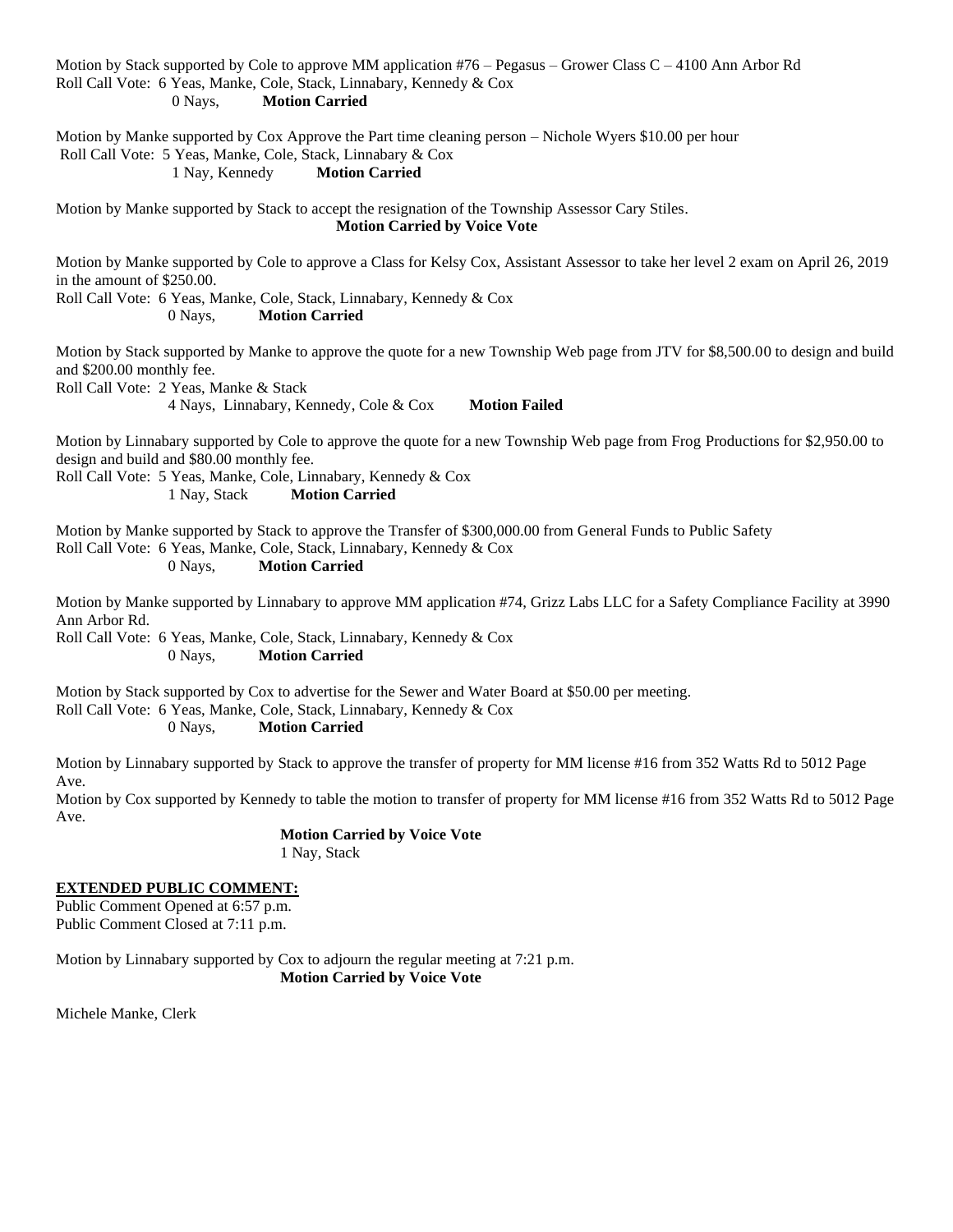Motion by Stack supported by Cole to approve MM application #76 – Pegasus – Grower Class C – 4100 Ann Arbor Rd
Roll Call Vote: 6 Yeas, Manke, Cole, Stack, Linnabary, Kennedy & Cox
0 Nays, **Motion Carried**

Motion by Manke supported by Cox Approve the Part time cleaning person – Nichole Wyers $10.00 per hour
Roll Call Vote: 5 Yeas, Manke, Cole, Stack, Linnabary & Cox
1 Nay, Kennedy **Motion Carried**

Motion by Manke supported by Stack to accept the resignation of the Township Assessor Cary Stiles.
**Motion Carried by Voice Vote**

Motion by Manke supported by Cole to approve a Class for Kelsy Cox, Assistant Assessor to take her level 2 exam on April 26, 2019 in the amount of $250.00.
Roll Call Vote: 6 Yeas, Manke, Cole, Stack, Linnabary, Kennedy & Cox
0 Nays, **Motion Carried**

Motion by Stack supported by Manke to approve the quote for a new Township Web page from JTV for $8,500.00 to design and build and $200.00 monthly fee.
Roll Call Vote: 2 Yeas, Manke & Stack
4 Nays, Linnabary, Kennedy, Cole & Cox **Motion Failed**

Motion by Linnabary supported by Cole to approve the quote for a new Township Web page from Frog Productions for $2,950.00 to design and build and $80.00 monthly fee.
Roll Call Vote: 5 Yeas, Manke, Cole, Linnabary, Kennedy & Cox
1 Nay, Stack **Motion Carried**

Motion by Manke supported by Stack to approve the Transfer of $300,000.00 from General Funds to Public Safety
Roll Call Vote: 6 Yeas, Manke, Cole, Stack, Linnabary, Kennedy & Cox
0 Nays, **Motion Carried**

Motion by Manke supported by Linnabary to approve MM application #74, Grizz Labs LLC for a Safety Compliance Facility at 3990 Ann Arbor Rd.
Roll Call Vote: 6 Yeas, Manke, Cole, Stack, Linnabary, Kennedy & Cox
0 Nays, **Motion Carried**

Motion by Stack supported by Cox to advertise for the Sewer and Water Board at $50.00 per meeting.
Roll Call Vote: 6 Yeas, Manke, Cole, Stack, Linnabary, Kennedy & Cox
0 Nays, **Motion Carried**

Motion by Linnabary supported by Stack to approve the transfer of property for MM license #16 from 352 Watts Rd to 5012 Page Ave.
Motion by Cox supported by Kennedy to table the motion to transfer of property for MM license #16 from 352 Watts Rd to 5012 Page Ave.

**Motion Carried by Voice Vote**
1 Nay, Stack

**EXTENDED PUBLIC COMMENT:**

Public Comment Opened at 6:57 p.m.
Public Comment Closed at 7:11 p.m.

Motion by Linnabary supported by Cox to adjourn the regular meeting at 7:21 p.m.
**Motion Carried by Voice Vote**

Michele Manke, Clerk